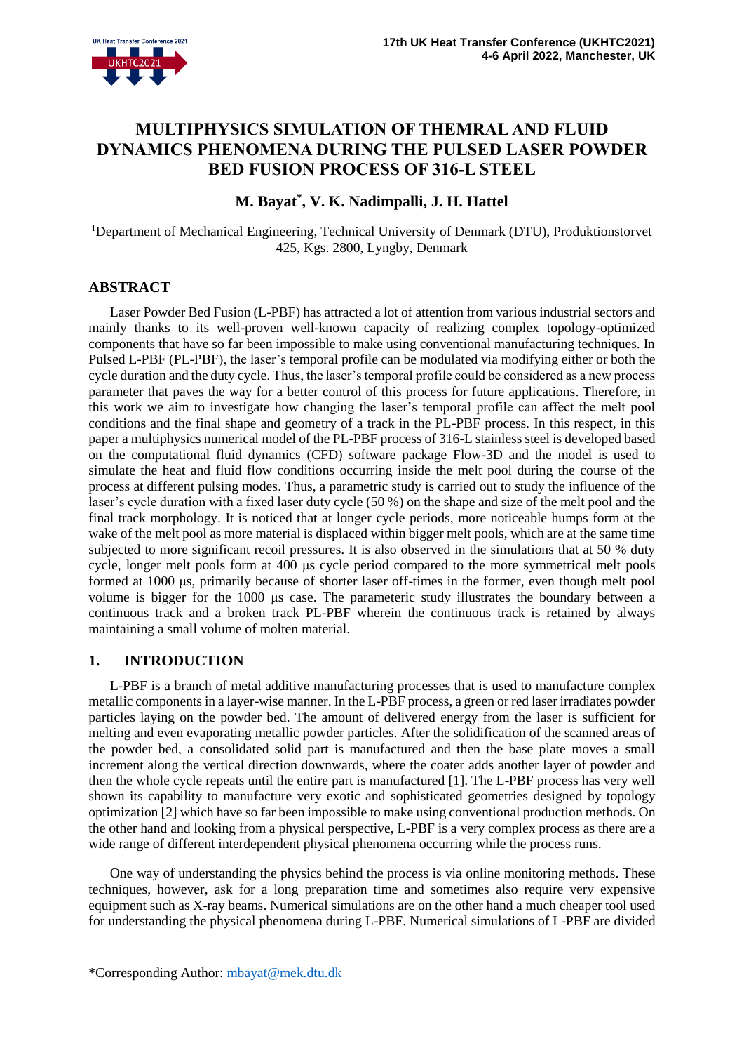# MULTIPHYSICS SIMULATION OF THEMRAL AND FLUID DYNAMICS PHENOMENA DURING THE PULSED LASER POWDER BED FUSION PROCESS OF 316-L STEEL

## M. Bayat*, V. K. Nadimpalli, J. H. Hattel

[1]Department of Mechanical Engineering, Technical University of Denmark (DTU), Produktionstorvet 425, Kgs. 2800, Lyngby, Denmark

## ABSTRACT

Laser Powder Bed Fusion (L-PBF) has attracted a lot of attention from various industrial sectors and mainly thanks to its well-proven well-known capacity of realizing complex topology-optimized components that have so far been impossible to make using conventional manufacturing techniques. In Pulsed L-PBF (PL-PBF), the laser's temporal profile can be modulated via modifying either or both the cycle duration and the duty cycle. Thus, the laser's temporal profile could be considered as a new process parameter that paves the way for a better control of this process for future applications. Therefore, in this work we aim to investigate how changing the laser's temporal profile can affect the melt pool conditions and the final shape and geometry of a track in the PL-PBF process. In this respect, in this paper a multiphysics numerical model of the PL-PBF process of 316-L stainless steel is developed based on the computational fluid dynamics (CFD) software package Flow-3D and the model is used to simulate the heat and fluid flow conditions occurring inside the melt pool during the course of the process at different pulsing modes. Thus, a parametric study is carried out to study the influence of the laser's cycle duration with a fixed laser duty cycle (50 %) on the shape and size of the melt pool and the final track morphology. It is noticed that at longer cycle periods, more noticeable humps form at the wake of the melt pool as more material is displaced within bigger melt pools, which are at the same time subjected to more significant recoil pressures. It is also observed in the simulations that at 50 % duty cycle, longer melt pools form at 400 μs cycle period compared to the more symmetrical melt pools formed at 1000 μs, primarily because of shorter laser off-times in the former, even though melt pool volume is bigger for the 1000 μs case. The parameteric study illustrates the boundary between a continuous track and a broken track PL-PBF wherein the continuous track is retained by always maintaining a small volume of molten material.

## 1. INTRODUCTION

L-PBF is a branch of metal additive manufacturing processes that is used to manufacture complex metallic components in a layer-wise manner. In the L-PBF process, a green or red laser irradiates powder particles laying on the powder bed. The amount of delivered energy from the laser is sufficient for melting and even evaporating metallic powder particles. After the solidification of the scanned areas of the powder bed, a consolidated solid part is manufactured and then the base plate moves a small increment along the vertical direction downwards, where the coater adds another layer of powder and then the whole cycle repeats until the entire part is manufactured [1]. The L-PBF process has very well shown its capability to manufacture very exotic and sophisticated geometries designed by topology optimization [2] which have so far been impossible to make using conventional production methods. On the other hand and looking from a physical perspective, L-PBF is a very complex process as there are a wide range of different interdependent physical phenomena occurring while the process runs.

One way of understanding the physics behind the process is via online monitoring methods. These techniques, however, ask for a long preparation time and sometimes also require very expensive equipment such as X-ray beams. Numerical simulations are on the other hand a much cheaper tool used for understanding the physical phenomena during L-PBF. Numerical simulations of L-PBF are divided

*Corresponding Author: mbayat@mek.dtu.dk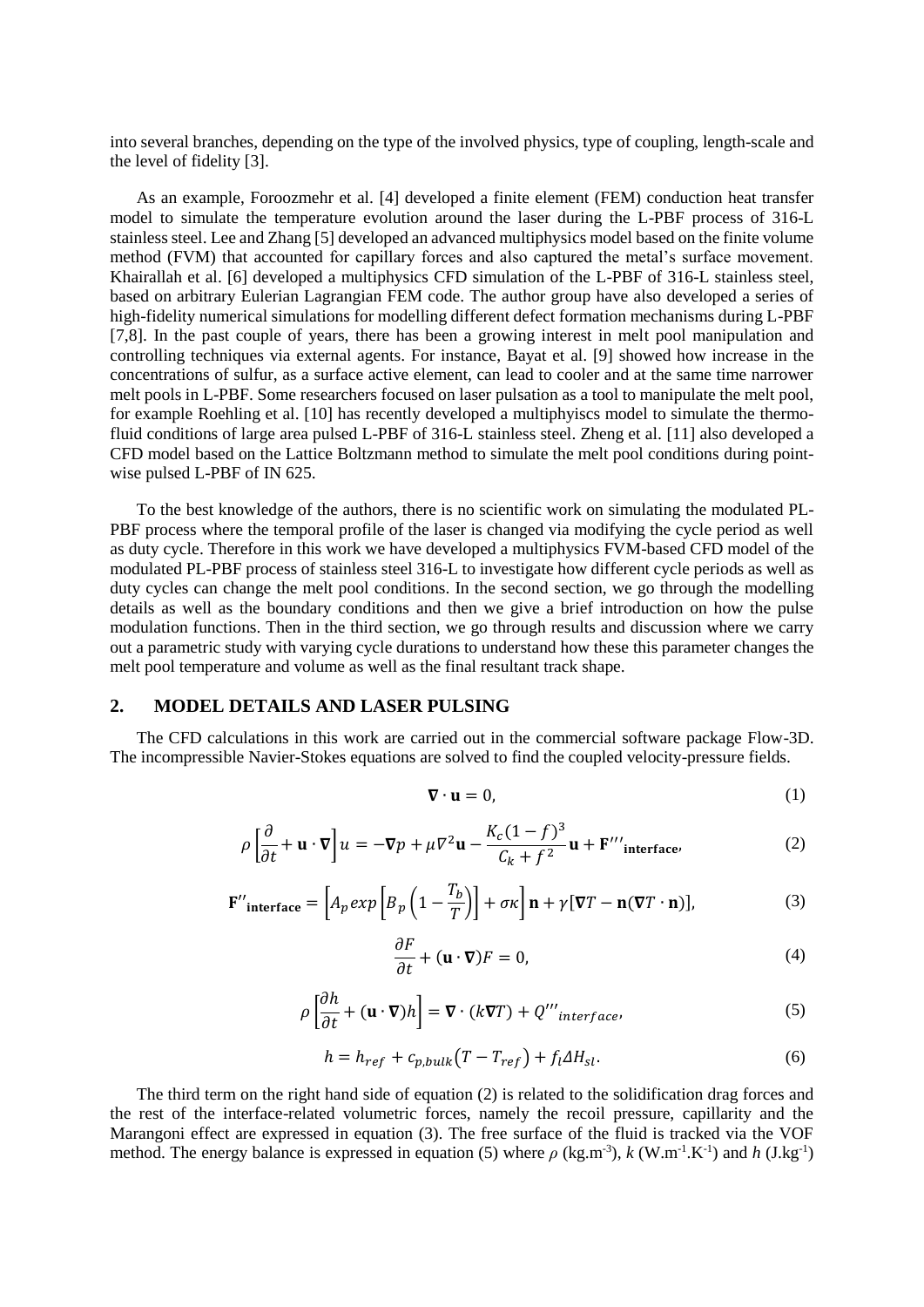into several branches, depending on the type of the involved physics, type of coupling, length-scale and the level of fidelity [3].

As an example, Foroozmehr et al. [4] developed a finite element (FEM) conduction heat transfer model to simulate the temperature evolution around the laser during the L-PBF process of 316-L stainless steel. Lee and Zhang [5] developed an advanced multiphysics model based on the finite volume method (FVM) that accounted for capillary forces and also captured the metal's surface movement. Khairallah et al. [6] developed a multiphysics CFD simulation of the L-PBF of 316-L stainless steel, based on arbitrary Eulerian Lagrangian FEM code. The author group have also developed a series of high-fidelity numerical simulations for modelling different defect formation mechanisms during L-PBF [7,8]. In the past couple of years, there has been a growing interest in melt pool manipulation and controlling techniques via external agents. For instance, Bayat et al. [9] showed how increase in the concentrations of sulfur, as a surface active element, can lead to cooler and at the same time narrower melt pools in L-PBF. Some researchers focused on laser pulsation as a tool to manipulate the melt pool, for example Roehling et al. [10] has recently developed a multiphyiscs model to simulate the thermo-fluid conditions of large area pulsed L-PBF of 316-L stainless steel. Zheng et al. [11] also developed a CFD model based on the Lattice Boltzmann method to simulate the melt pool conditions during point-wise pulsed L-PBF of IN 625.

To the best knowledge of the authors, there is no scientific work on simulating the modulated PL-PBF process where the temporal profile of the laser is changed via modifying the cycle period as well as duty cycle. Therefore in this work we have developed a multiphysics FVM-based CFD model of the modulated PL-PBF process of stainless steel 316-L to investigate how different cycle periods as well as duty cycles can change the melt pool conditions. In the second section, we go through the modelling details as well as the boundary conditions and then we give a brief introduction on how the pulse modulation functions. Then in the third section, we go through results and discussion where we carry out a parametric study with varying cycle durations to understand how these this parameter changes the melt pool temperature and volume as well as the final resultant track shape.

## 2. MODEL DETAILS AND LASER PULSING

The CFD calculations in this work are carried out in the commercial software package Flow-3D. The incompressible Navier-Stokes equations are solved to find the coupled velocity-pressure fields.

$$\nabla \cdot \mathbf{u} = 0, \tag{1}$$

$$\rho\left[\frac{\partial}{\partial t} + \mathbf{u}\cdot\nabla\right]u = -\nabla p + \mu\nabla^2\mathbf{u} - \frac{K_c(1-f)^3}{C_k + f^2}\mathbf{u} + \mathbf{F}'''_{\mathbf{interface}}, \tag{2}$$

$$\mathbf{F}''_{\mathbf{interface}} = \left[A_p \exp\left[B_p\left(1 - \frac{T_b}{T}\right)\right] + \sigma\kappa\right]\mathbf{n} + \gamma[\nabla T - \mathbf{n}(\nabla T\cdot\mathbf{n})], \tag{3}$$

$$\frac{\partial F}{\partial t} + (\mathbf{u}\cdot\nabla)F = 0, \tag{4}$$

$$\rho\left[\frac{\partial h}{\partial t} + (\mathbf{u}\cdot\nabla)h\right] = \nabla\cdot(k\nabla T) + Q'''_{interface}, \tag{5}$$

$$h = h_{ref} + c_{p,bulk}(T - T_{ref}) + f_l \Delta H_{sl}. \tag{6}$$

The third term on the right hand side of equation (2) is related to the solidification drag forces and the rest of the interface-related volumetric forces, namely the recoil pressure, capillarity and the Marangoni effect are expressed in equation (3). The free surface of the fluid is tracked via the VOF method. The energy balance is expressed in equation (5) where $\rho$ (kg.m$^{-3}$), $k$ (W.m$^{-1}$.K$^{-1}$) and $h$ (J.kg$^{-1}$)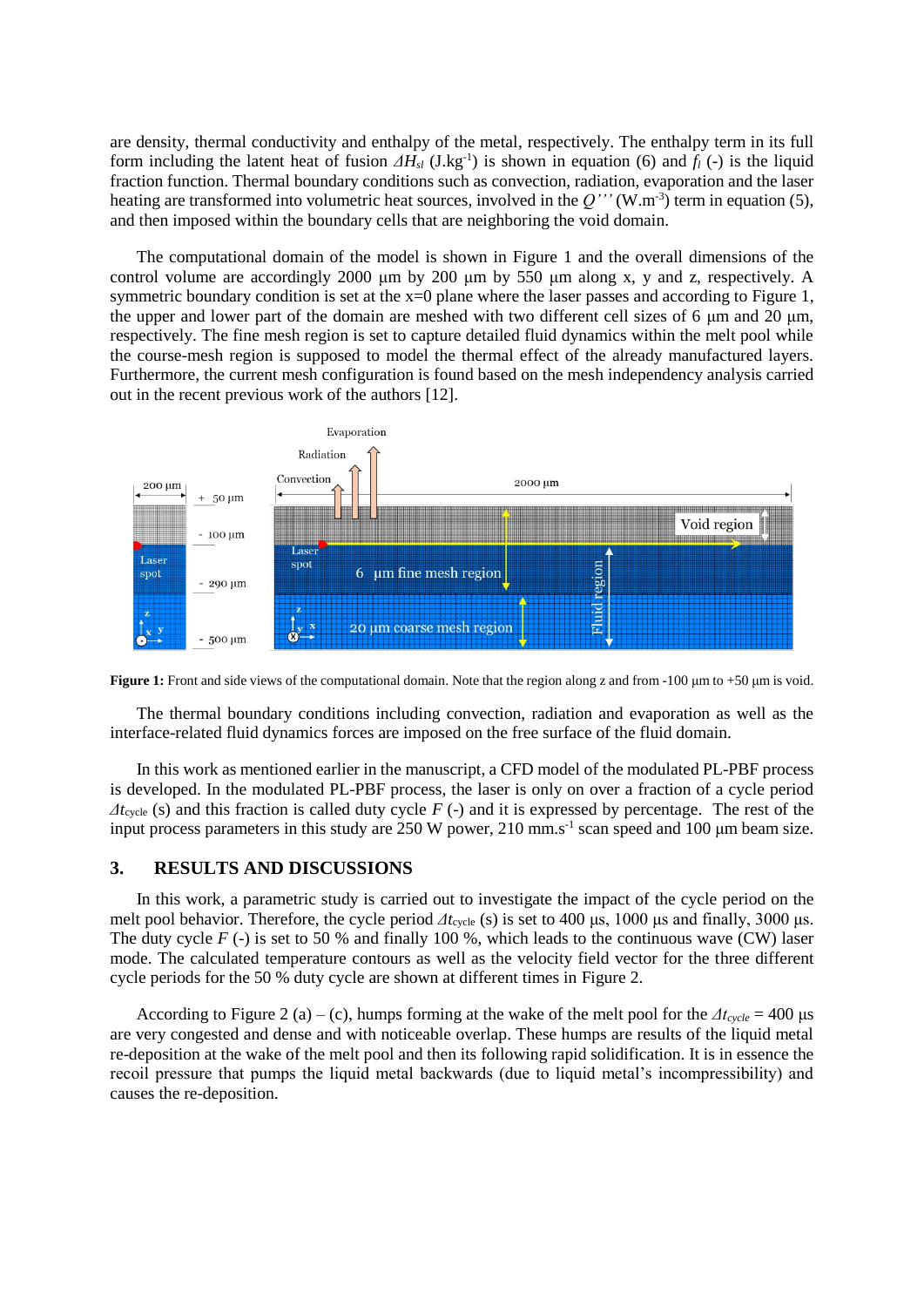are density, thermal conductivity and enthalpy of the metal, respectively. The enthalpy term in its full form including the latent heat of fusion $\Delta H_{sl}$ (J.kg$^{-1}$) is shown in equation (6) and $f_l$ (-) is the liquid fraction function. Thermal boundary conditions such as convection, radiation, evaporation and the laser heating are transformed into volumetric heat sources, involved in the $Q'''$ (W.m$^{-3}$) term in equation (5), and then imposed within the boundary cells that are neighboring the void domain.

The computational domain of the model is shown in Figure 1 and the overall dimensions of the control volume are accordingly 2000 μm by 200 μm by 550 μm along x, y and z, respectively. A symmetric boundary condition is set at the x=0 plane where the laser passes and according to Figure 1, the upper and lower part of the domain are meshed with two different cell sizes of 6 μm and 20 μm, respectively. The fine mesh region is set to capture detailed fluid dynamics within the melt pool while the course-mesh region is supposed to model the thermal effect of the already manufactured layers. Furthermore, the current mesh configuration is found based on the mesh independency analysis carried out in the recent previous work of the authors [12].

Evaporation
Radiation
Convection
200 μm
+ 50 μm
- 100 μm
- 290 μm
- 500 μm
Laser spot
2000 μm
Void region
Laser spot
6 μm fine mesh region
Fluid region
20 μm coarse mesh region

**Figure 1:** Front and side views of the computational domain. Note that the region along z and from -100 μm to +50 μm is void.

The thermal boundary conditions including convection, radiation and evaporation as well as the interface-related fluid dynamics forces are imposed on the free surface of the fluid domain.

In this work as mentioned earlier in the manuscript, a CFD model of the modulated PL-PBF process is developed. In the modulated PL-PBF process, the laser is only on over a fraction of a cycle period $\Delta t_{\text{cycle}}$ (s) and this fraction is called duty cycle $F$ (-) and it is expressed by percentage. The rest of the input process parameters in this study are 250 W power, 210 mm.s$^{-1}$ scan speed and 100 μm beam size.

## 3. RESULTS AND DISCUSSIONS

In this work, a parametric study is carried out to investigate the impact of the cycle period on the melt pool behavior. Therefore, the cycle period $\Delta t_{\text{cycle}}$ (s) is set to 400 μs, 1000 μs and finally, 3000 μs. The duty cycle $F$ (-) is set to 50 % and finally 100 %, which leads to the continuous wave (CW) laser mode. The calculated temperature contours as well as the velocity field vector for the three different cycle periods for the 50 % duty cycle are shown at different times in Figure 2.

According to Figure 2 (a) – (c), humps forming at the wake of the melt pool for the $\Delta t_{cycle}$ = 400 μs are very congested and dense and with noticeable overlap. These humps are results of the liquid metal re-deposition at the wake of the melt pool and then its following rapid solidification. It is in essence the recoil pressure that pumps the liquid metal backwards (due to liquid metal's incompressibility) and causes the re-deposition.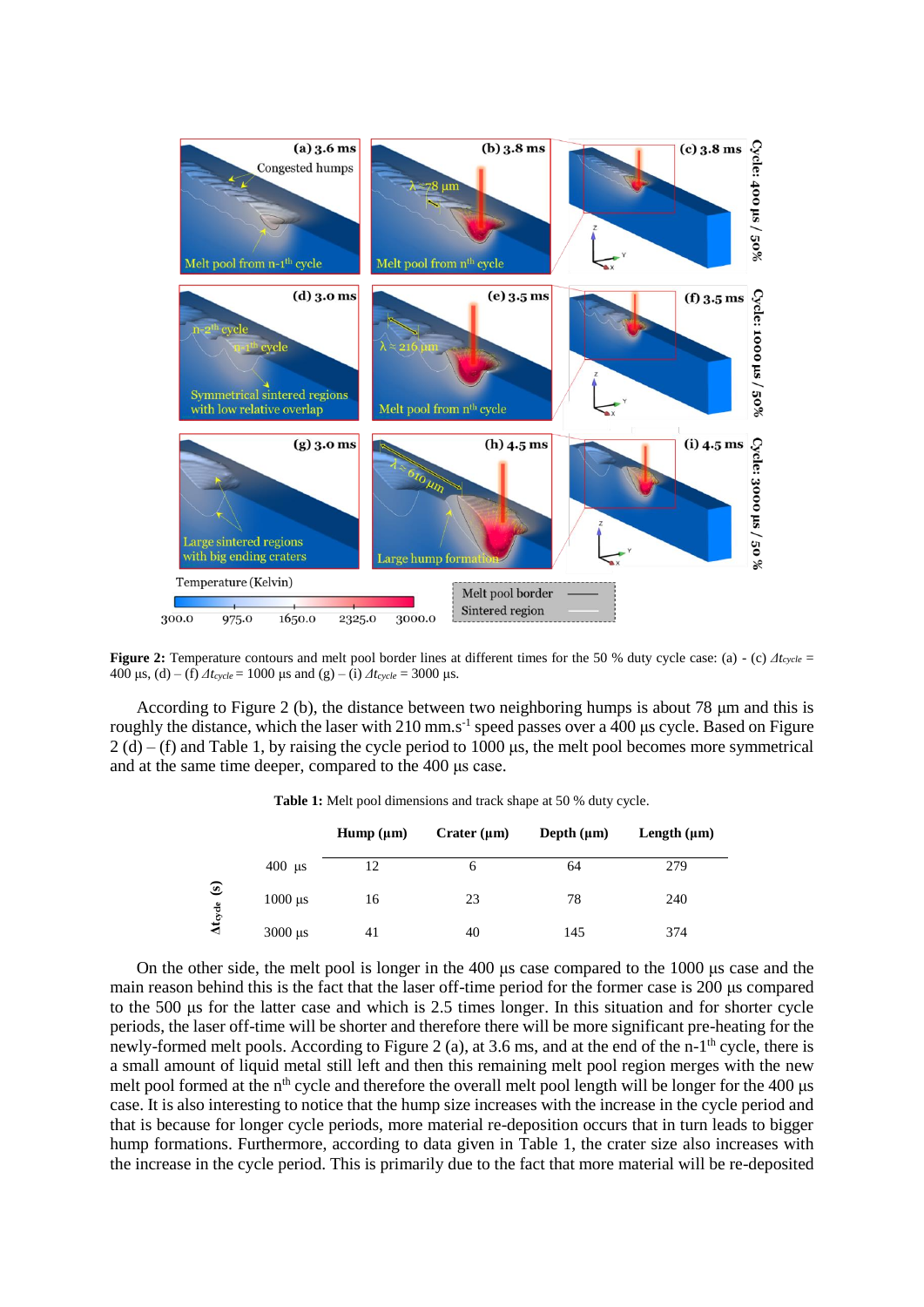(a) 3.6 ms
Congested humps
Melt pool from n-1th cycle

(b) 3.8 ms
λ ≈ 78 µm
Melt pool from nth cycle

(c) 3.8 ms

Cycle: 400 µs / 50%

(d) 3.0 ms
n-2th cycle
n-1th cycle
Symmetrical sintered regions with low relative overlap

(e) 3.5 ms
λ ≈ 216 µm
Melt pool from nth cycle

(f) 3.5 ms

Cycle: 1000 µs / 50%

(g) 3.0 ms
Large sintered regions with big ending craters

(h) 4.5 ms
λ ≈ 610 µm
Large hump formation

(i) 4.5 ms

Cycle: 3000 µs / 50%

Temperature (Kelvin)
300.0 975.0 1650.0 2325.0 3000.0

Melt pool border
Sintered region

**Figure 2:** Temperature contours and melt pool border lines at different times for the 50 % duty cycle case: (a) - (c) $\Delta t_{cycle}$ = 400 µs, (d) – (f) $\Delta t_{cycle}$ = 1000 µs and (g) – (i) $\Delta t_{cycle}$ = 3000 µs.

According to Figure 2 (b), the distance between two neighboring humps is about 78 µm and this is roughly the distance, which the laser with 210 mm.s$^{-1}$ speed passes over a 400 µs cycle. Based on Figure 2 (d) – (f) and Table 1, by raising the cycle period to 1000 µs, the melt pool becomes more symmetrical and at the same time deeper, compared to the 400 µs case.

**Table 1:** Melt pool dimensions and track shape at 50 % duty cycle.

| $\Delta t_{cycle}$ (s) | Hump (µm) | Crater (µm) | Depth (µm) | Length (µm) |
|---|---|---|---|---|
| 400 µs | 12 | 6 | 64 | 279 |
| 1000 µs | 16 | 23 | 78 | 240 |
| 3000 µs | 41 | 40 | 145 | 374 |

On the other side, the melt pool is longer in the 400 µs case compared to the 1000 µs case and the main reason behind this is the fact that the laser off-time period for the former case is 200 µs compared to the 500 µs for the latter case and which is 2.5 times longer. In this situation and for shorter cycle periods, the laser off-time will be shorter and therefore there will be more significant pre-heating for the newly-formed melt pools. According to Figure 2 (a), at 3.6 ms, and at the end of the n-1th cycle, there is a small amount of liquid metal still left and then this remaining melt pool region merges with the new melt pool formed at the nth cycle and therefore the overall melt pool length will be longer for the 400 µs case. It is also interesting to notice that the hump size increases with the increase in the cycle period and that is because for longer cycle periods, more material re-deposition occurs that in turn leads to bigger hump formations. Furthermore, according to data given in Table 1, the crater size also increases with the increase in the cycle period. This is primarily due to the fact that more material will be re-deposited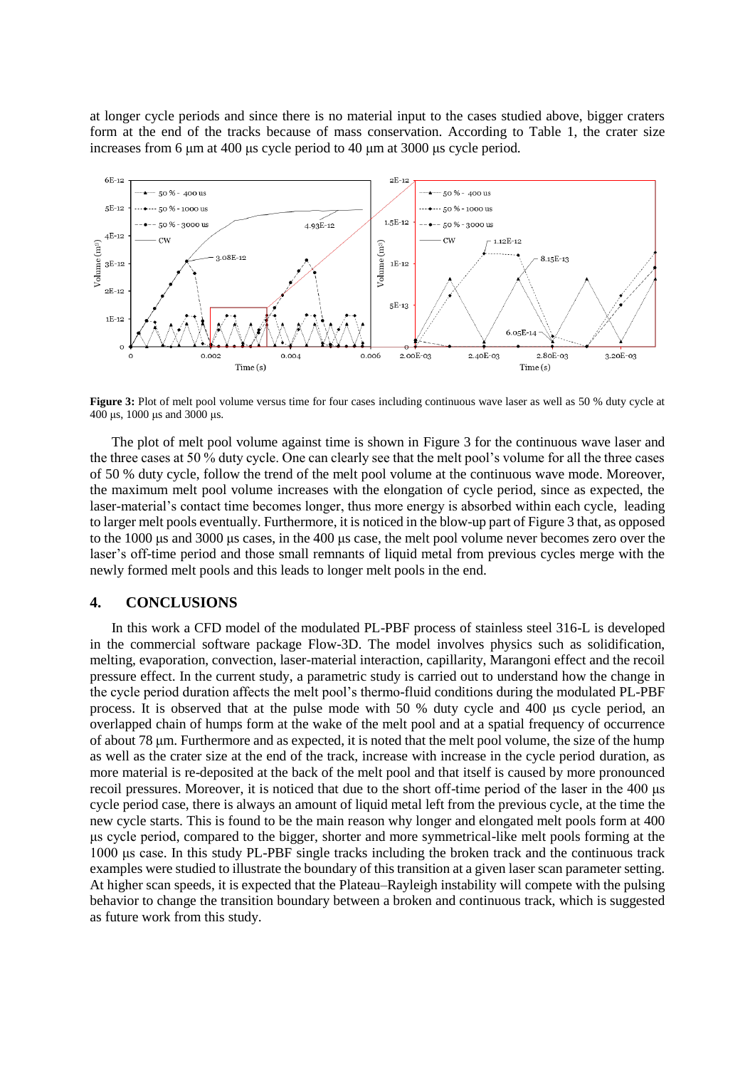at longer cycle periods and since there is no material input to the cases studied above, bigger craters form at the end of the tracks because of mass conservation. According to Table 1, the crater size increases from 6 μm at 400 μs cycle period to 40 μm at 3000 μs cycle period.

6E-12
5E-12
4E-12
3E-12
2E-12
1E-12
0
Volume (m³)
0
0.002
0.004
0.006
Time (s)
50 % - 400 us
50 % - 1000 us
50 % - 3000 us
CW
3.08E-12
4.93E-12

2E-12
1.5E-12
1E-12
5E-13
0
Volume (m³)
2.00E-03
2.40E-03
2.80E-03
3.20E-03
Time (s)
50 % - 400 us
50 % - 1000 us
50 % - 3000 us
CW
1.12E-12
8.15E-13
6.05E-14

**Figure 3:** Plot of melt pool volume versus time for four cases including continuous wave laser as well as 50 % duty cycle at 400 μs, 1000 μs and 3000 μs.

The plot of melt pool volume against time is shown in Figure 3 for the continuous wave laser and the three cases at 50 % duty cycle. One can clearly see that the melt pool's volume for all the three cases of 50 % duty cycle, follow the trend of the melt pool volume at the continuous wave mode. Moreover, the maximum melt pool volume increases with the elongation of cycle period, since as expected, the laser-material's contact time becomes longer, thus more energy is absorbed within each cycle, leading to larger melt pools eventually. Furthermore, it is noticed in the blow-up part of Figure 3 that, as opposed to the 1000 μs and 3000 μs cases, in the 400 μs case, the melt pool volume never becomes zero over the laser's off-time period and those small remnants of liquid metal from previous cycles merge with the newly formed melt pools and this leads to longer melt pools in the end.

## 4. CONCLUSIONS

In this work a CFD model of the modulated PL-PBF process of stainless steel 316-L is developed in the commercial software package Flow-3D. The model involves physics such as solidification, melting, evaporation, convection, laser-material interaction, capillarity, Marangoni effect and the recoil pressure effect. In the current study, a parametric study is carried out to understand how the change in the cycle period duration affects the melt pool's thermo-fluid conditions during the modulated PL-PBF process. It is observed that at the pulse mode with 50 % duty cycle and 400 μs cycle period, an overlapped chain of humps form at the wake of the melt pool and at a spatial frequency of occurrence of about 78 μm. Furthermore and as expected, it is noted that the melt pool volume, the size of the hump as well as the crater size at the end of the track, increase with increase in the cycle period duration, as more material is re-deposited at the back of the melt pool and that itself is caused by more pronounced recoil pressures. Moreover, it is noticed that due to the short off-time period of the laser in the 400 μs cycle period case, there is always an amount of liquid metal left from the previous cycle, at the time the new cycle starts. This is found to be the main reason why longer and elongated melt pools form at 400 μs cycle period, compared to the bigger, shorter and more symmetrical-like melt pools forming at the 1000 μs case. In this study PL-PBF single tracks including the broken track and the continuous track examples were studied to illustrate the boundary of this transition at a given laser scan parameter setting. At higher scan speeds, it is expected that the Plateau–Rayleigh instability will compete with the pulsing behavior to change the transition boundary between a broken and continuous track, which is suggested as future work from this study.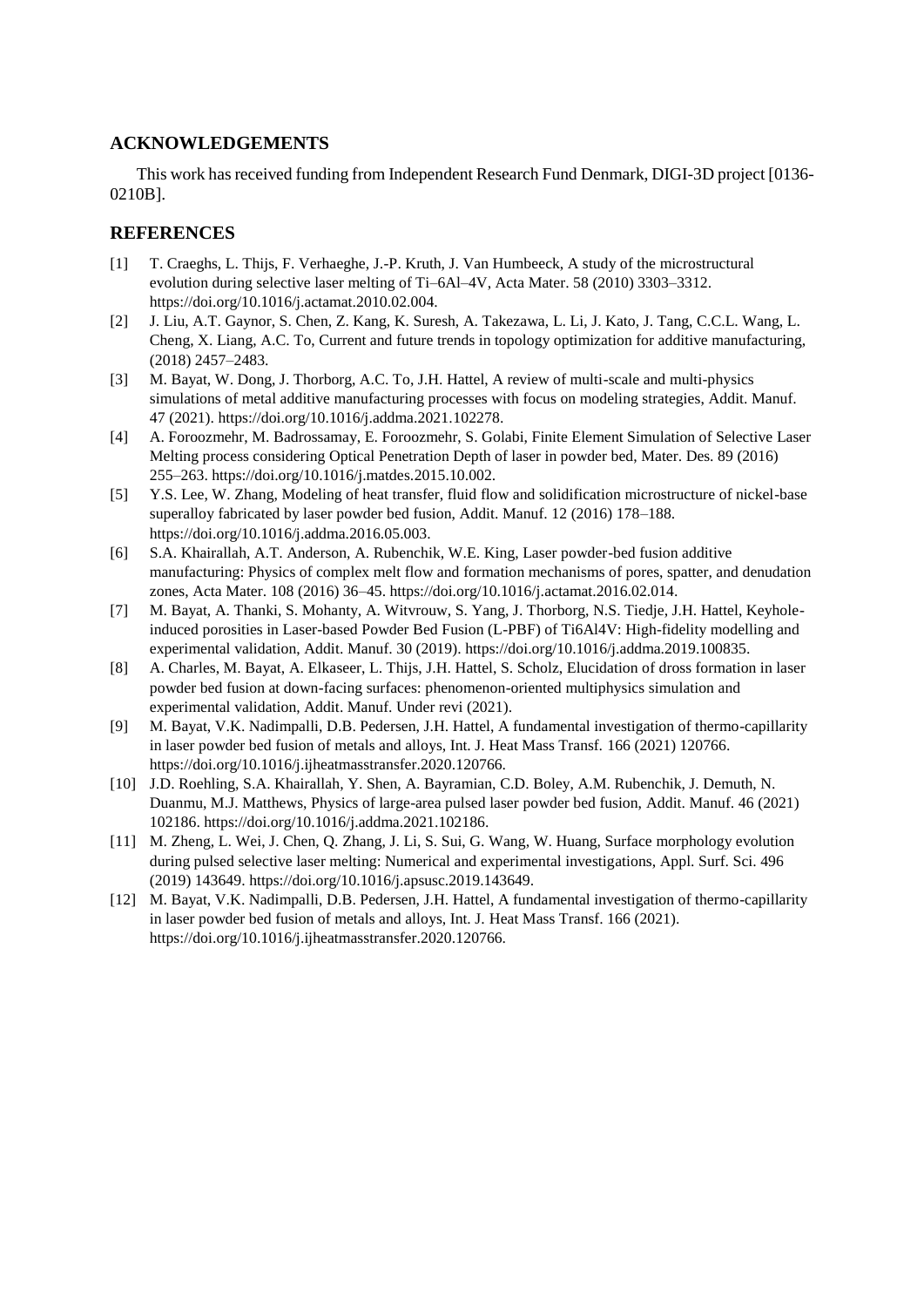## ACKNOWLEDGEMENTS

This work has received funding from Independent Research Fund Denmark, DIGI-3D project [0136-0210B].

## REFERENCES

[1] T. Craeghs, L. Thijs, F. Verhaeghe, J.-P. Kruth, J. Van Humbeeck, A study of the microstructural evolution during selective laser melting of Ti–6Al–4V, Acta Mater. 58 (2010) 3303–3312. https://doi.org/10.1016/j.actamat.2010.02.004.

[2] J. Liu, A.T. Gaynor, S. Chen, Z. Kang, K. Suresh, A. Takezawa, L. Li, J. Kato, J. Tang, C.C.L. Wang, L. Cheng, X. Liang, A.C. To, Current and future trends in topology optimization for additive manufacturing, (2018) 2457–2483.

[3] M. Bayat, W. Dong, J. Thorborg, A.C. To, J.H. Hattel, A review of multi-scale and multi-physics simulations of metal additive manufacturing processes with focus on modeling strategies, Addit. Manuf. 47 (2021). https://doi.org/10.1016/j.addma.2021.102278.

[4] A. Foroozmehr, M. Badrossamay, E. Foroozmehr, S. Golabi, Finite Element Simulation of Selective Laser Melting process considering Optical Penetration Depth of laser in powder bed, Mater. Des. 89 (2016) 255–263. https://doi.org/10.1016/j.matdes.2015.10.002.

[5] Y.S. Lee, W. Zhang, Modeling of heat transfer, fluid flow and solidification microstructure of nickel-base superalloy fabricated by laser powder bed fusion, Addit. Manuf. 12 (2016) 178–188. https://doi.org/10.1016/j.addma.2016.05.003.

[6] S.A. Khairallah, A.T. Anderson, A. Rubenchik, W.E. King, Laser powder-bed fusion additive manufacturing: Physics of complex melt flow and formation mechanisms of pores, spatter, and denudation zones, Acta Mater. 108 (2016) 36–45. https://doi.org/10.1016/j.actamat.2016.02.014.

[7] M. Bayat, A. Thanki, S. Mohanty, A. Witvrouw, S. Yang, J. Thorborg, N.S. Tiedje, J.H. Hattel, Keyhole-induced porosities in Laser-based Powder Bed Fusion (L-PBF) of Ti6Al4V: High-fidelity modelling and experimental validation, Addit. Manuf. 30 (2019). https://doi.org/10.1016/j.addma.2019.100835.

[8] A. Charles, M. Bayat, A. Elkaseer, L. Thijs, J.H. Hattel, S. Scholz, Elucidation of dross formation in laser powder bed fusion at down-facing surfaces: phenomenon-oriented multiphysics simulation and experimental validation, Addit. Manuf. Under revi (2021).

[9] M. Bayat, V.K. Nadimpalli, D.B. Pedersen, J.H. Hattel, A fundamental investigation of thermo-capillarity in laser powder bed fusion of metals and alloys, Int. J. Heat Mass Transf. 166 (2021) 120766. https://doi.org/10.1016/j.ijheatmasstransfer.2020.120766.

[10] J.D. Roehling, S.A. Khairallah, Y. Shen, A. Bayramian, C.D. Boley, A.M. Rubenchik, J. Demuth, N. Duanmu, M.J. Matthews, Physics of large-area pulsed laser powder bed fusion, Addit. Manuf. 46 (2021) 102186. https://doi.org/10.1016/j.addma.2021.102186.

[11] M. Zheng, L. Wei, J. Chen, Q. Zhang, J. Li, S. Sui, G. Wang, W. Huang, Surface morphology evolution during pulsed selective laser melting: Numerical and experimental investigations, Appl. Surf. Sci. 496 (2019) 143649. https://doi.org/10.1016/j.apsusc.2019.143649.

[12] M. Bayat, V.K. Nadimpalli, D.B. Pedersen, J.H. Hattel, A fundamental investigation of thermo-capillarity in laser powder bed fusion of metals and alloys, Int. J. Heat Mass Transf. 166 (2021). https://doi.org/10.1016/j.ijheatmasstransfer.2020.120766.